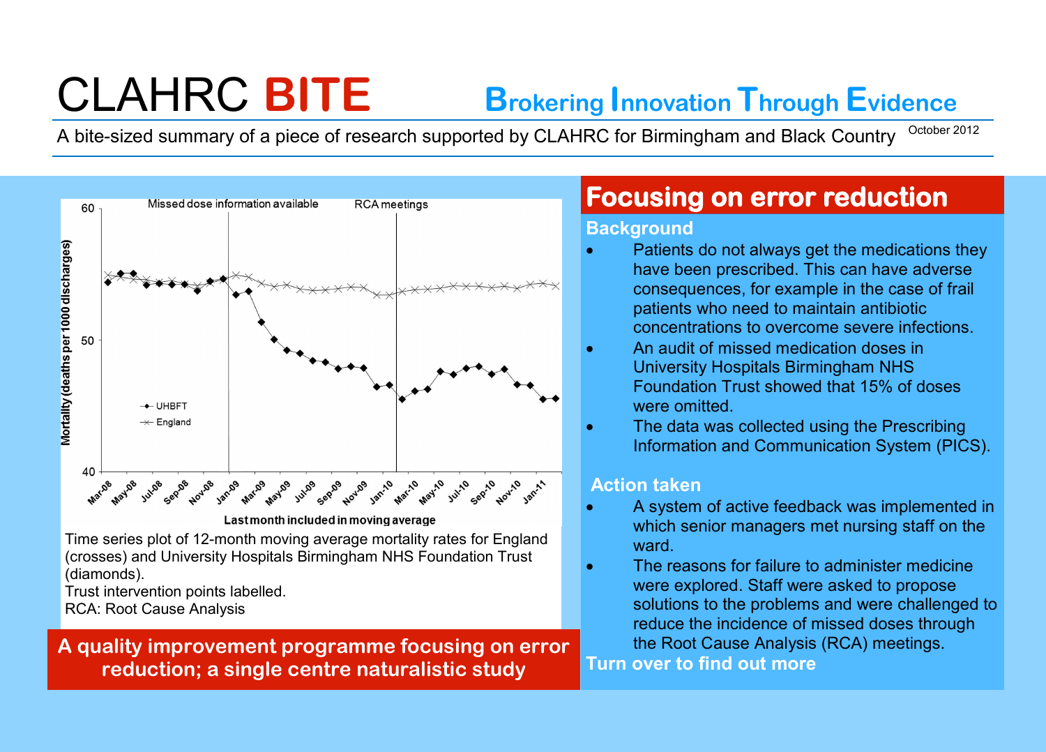# CLAHRC **BITE**

## Brokering Innovation Through Evidence

A bite-sized summary of a piece of research supported by CLAHRC for Birmingham and Black Country

October 2012

Time series plot of 12-month moving average mortality rates for England (crosses) and University Hospitals Birmingham NHS Foundation Trust (diamonds).
Trust intervention points labelled.
RCA: Root Cause Analysis

**A quality improvement programme focusing on error reduction; a single centre naturalistic study**

## Focusing on error reduction

### Background

- Patients do not always get the medications they have been prescribed. This can have adverse consequences, for example in the case of frail patients who need to maintain antibiotic concentrations to overcome severe infections.
- An audit of missed medication doses in University Hospitals Birmingham NHS Foundation Trust showed that 15% of doses were omitted.
- The data was collected using the Prescribing Information and Communication System (PICS).

### Action taken

- A system of active feedback was implemented in which senior managers met nursing staff on the ward.
- The reasons for failure to administer medicine were explored. Staff were asked to propose solutions to the problems and were challenged to reduce the incidence of missed doses through the Root Cause Analysis (RCA) meetings.

**Turn over to find out more**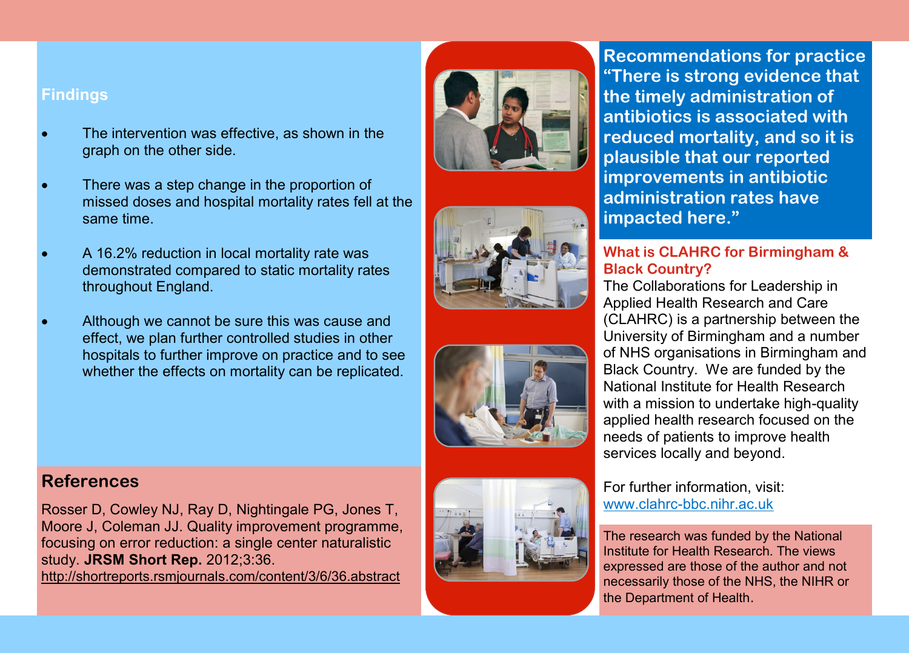## Findings

- The intervention was effective, as shown in the graph on the other side.
- There was a step change in the proportion of missed doses and hospital mortality rates fell at the same time.
- A 16.2% reduction in local mortality rate was demonstrated compared to static mortality rates throughout England.
- Although we cannot be sure this was cause and effect, we plan further controlled studies in other hospitals to further improve on practice and to see whether the effects on mortality can be replicated.

## References

Rosser D, Cowley NJ, Ray D, Nightingale PG, Jones T, Moore J, Coleman JJ. Quality improvement programme, focusing on error reduction: a single center naturalistic study. **JRSM Short Rep.** 2012;3:36.
http://shortreports.rsmjournals.com/content/3/6/36.abstract

## Recommendations for practice

**"There is strong evidence that the timely administration of antibiotics is associated with reduced mortality, and so it is plausible that our reported improvements in antibiotic administration rates have impacted here."**

### What is CLAHRC for Birmingham & Black Country?

The Collaborations for Leadership in Applied Health Research and Care (CLAHRC) is a partnership between the University of Birmingham and a number of NHS organisations in Birmingham and Black Country. We are funded by the National Institute for Health Research with a mission to undertake high-quality applied health research focused on the needs of patients to improve health services locally and beyond.

For further information, visit:
www.clahrc-bbc.nihr.ac.uk

The research was funded by the National Institute for Health Research. The views expressed are those of the author and not necessarily those of the NHS, the NIHR or the Department of Health.